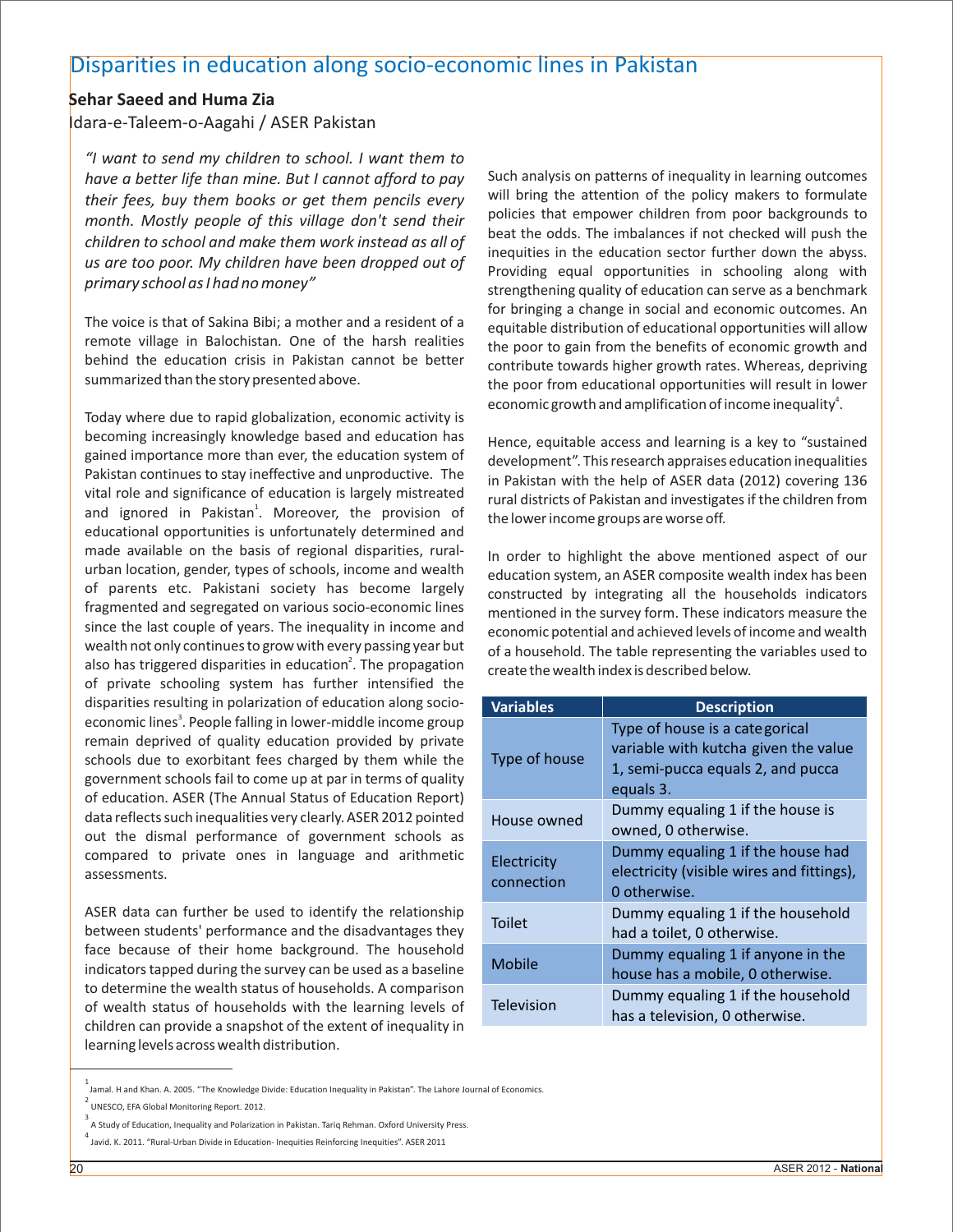# Disparities in education along socio-economic lines in Pakistan

**Sehar Saeed and Huma Zia**

Idara-e-Taleem-o-Aagahi / ASER Pakistan

*"I want to send my children to school. I want them to have a better life than mine. But I cannot afford to pay their fees, buy them books or get them pencils every month. Mostly people of this village don't send their children to school and make them work instead as all of us are too poor. My children have been dropped out of primary school as I had no money"*

The voice is that of Sakina Bibi; a mother and a resident of a remote village in Balochistan. One of the harsh realities behind the education crisis in Pakistan cannot be better summarized than the story presented above.

Today where due to rapid globalization, economic activity is becoming increasingly knowledge based and education has gained importance more than ever, the education system of Pakistan continues to stay ineffective and unproductive. The vital role and significance of education is largely mistreated and ignored in Pakistan[1]. Moreover, the provision of educational opportunities is unfortunately determined and made available on the basis of regional disparities, rural-urban location, gender, types of schools, income and wealth of parents etc. Pakistani society has become largely fragmented and segregated on various socio-economic lines since the last couple of years. The inequality in income and wealth not only continues to grow with every passing year but also has triggered disparities in education[2]. The propagation of private schooling system has further intensified the disparities resulting in polarization of education along socio-economic lines[3]. People falling in lower-middle income group remain deprived of quality education provided by private schools due to exorbitant fees charged by them while the government schools fail to come up at par in terms of quality of education. ASER (The Annual Status of Education Report) data reflects such inequalities very clearly. ASER 2012 pointed out the dismal performance of government schools as compared to private ones in language and arithmetic assessments.

ASER data can further be used to identify the relationship between students' performance and the disadvantages they face because of their home background. The household indicators tapped during the survey can be used as a baseline to determine the wealth status of households. A comparison of wealth status of households with the learning levels of children can provide a snapshot of the extent of inequality in learning levels across wealth distribution.

Such analysis on patterns of inequality in learning outcomes will bring the attention of the policy makers to formulate policies that empower children from poor backgrounds to beat the odds. The imbalances if not checked will push the inequities in the education sector further down the abyss. Providing equal opportunities in schooling along with strengthening quality of education can serve as a benchmark for bringing a change in social and economic outcomes. An equitable distribution of educational opportunities will allow the poor to gain from the benefits of economic growth and contribute towards higher growth rates. Whereas, depriving the poor from educational opportunities will result in lower economic growth and amplification of income inequality[4].

Hence, equitable access and learning is a key to "sustained development". This research appraises education inequalities in Pakistan with the help of ASER data (2012) covering 136 rural districts of Pakistan and investigates if the children from the lower income groups are worse off.

In order to highlight the above mentioned aspect of our education system, an ASER composite wealth index has been constructed by integrating all the households indicators mentioned in the survey form. These indicators measure the economic potential and achieved levels of income and wealth of a household. The table representing the variables used to create the wealth index is described below.

| Variables | Description |
|---|---|
| Type of house | Type of house is a categorical variable with kutcha given the value 1, semi-pucca equals 2, and pucca equals 3. |
| House owned | Dummy equaling 1 if the house is owned, 0 otherwise. |
| Electricity connection | Dummy equaling 1 if the house had electricity (visible wires and fittings), 0 otherwise. |
| Toilet | Dummy equaling 1 if the household had a toilet, 0 otherwise. |
| Mobile | Dummy equaling 1 if anyone in the house has a mobile, 0 otherwise. |
| Television | Dummy equaling 1 if the household has a television, 0 otherwise. |

[1] Jamal. H and Khan. A. 2005. "The Knowledge Divide: Education Inequality in Pakistan". The Lahore Journal of Economics.

[2] UNESCO, EFA Global Monitoring Report. 2012.

[3] A Study of Education, Inequality and Polarization in Pakistan. Tariq Rehman. Oxford University Press.

[4] Javid. K. 2011. "Rural-Urban Divide in Education- Inequities Reinforcing Inequities". ASER 2011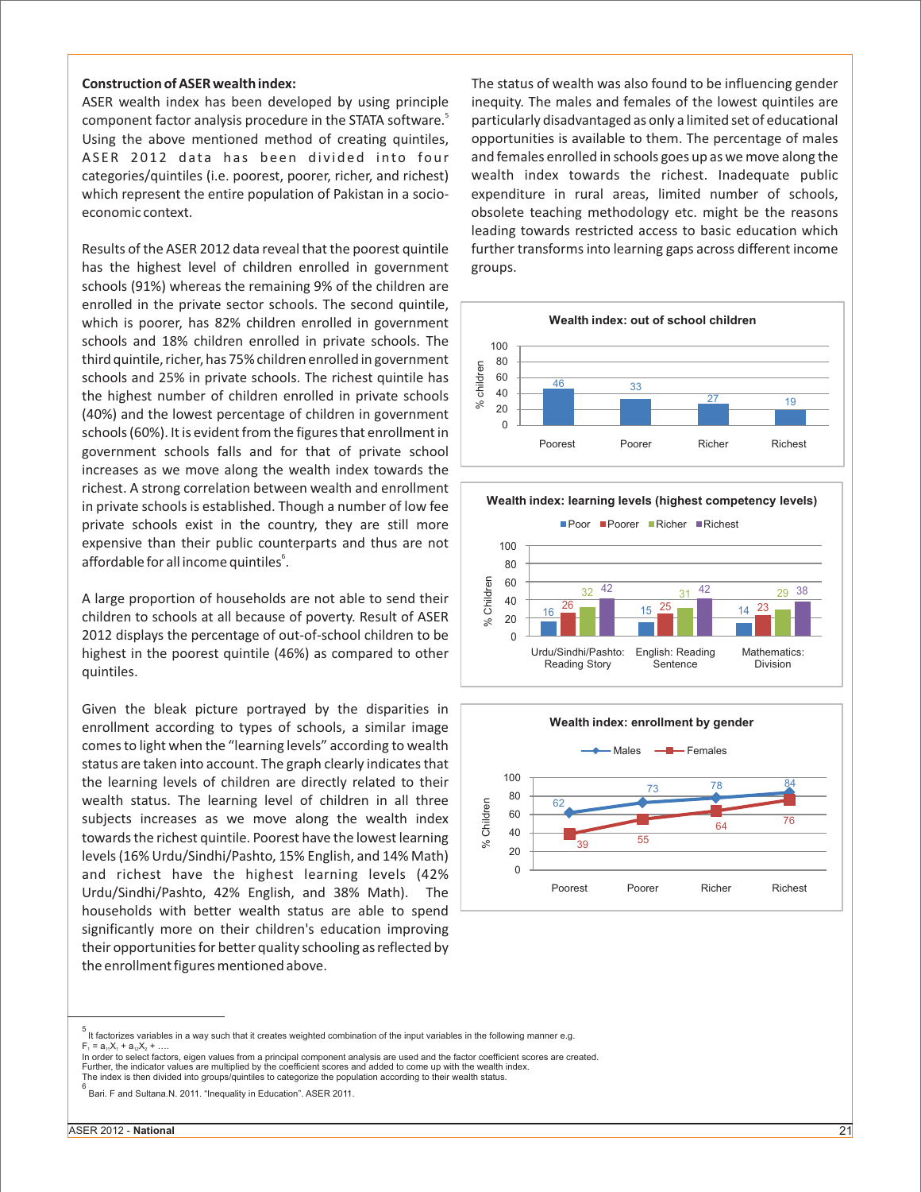**Construction of ASER wealth index:**

ASER wealth index has been developed by using principle component factor analysis procedure in the STATA software.[5] Using the above mentioned method of creating quintiles, ASER 2012 data has been divided into four categories/quintiles (i.e. poorest, poorer, richer, and richest) which represent the entire population of Pakistan in a socio-economic context.

Results of the ASER 2012 data reveal that the poorest quintile has the highest level of children enrolled in government schools (91%) whereas the remaining 9% of the children are enrolled in the private sector schools. The second quintile, which is poorer, has 82% children enrolled in government schools and 18% children enrolled in private schools. The third quintile, richer, has 75% children enrolled in government schools and 25% in private schools. The richest quintile has the highest number of children enrolled in private schools (40%) and the lowest percentage of children in government schools (60%). It is evident from the figures that enrollment in government schools falls and for that of private school increases as we move along the wealth index towards the richest. A strong correlation between wealth and enrollment in private schools is established. Though a number of low fee private schools exist in the country, they are still more expensive than their public counterparts and thus are not affordable for all income quintiles[6].

A large proportion of households are not able to send their children to schools at all because of poverty. Result of ASER 2012 displays the percentage of out-of-school children to be highest in the poorest quintile (46%) as compared to other quintiles.

Given the bleak picture portrayed by the disparities in enrollment according to types of schools, a similar image comes to light when the "learning levels" according to wealth status are taken into account. The graph clearly indicates that the learning levels of children are directly related to their wealth status. The learning level of children in all three subjects increases as we move along the wealth index towards the richest quintile. Poorest have the lowest learning levels (16% Urdu/Sindhi/Pashto, 15% English, and 14% Math) and richest have the highest learning levels (42% Urdu/Sindhi/Pashto, 42% English, and 38% Math). The households with better wealth status are able to spend significantly more on their children's education improving their opportunities for better quality schooling as reflected by the enrollment figures mentioned above.

The status of wealth was also found to be influencing gender inequity. The males and females of the lowest quintiles are particularly disadvantaged as only a limited set of educational opportunities is available to them. The percentage of males and females enrolled in schools goes up as we move along the wealth index towards the richest. Inadequate public expenditure in rural areas, limited number of schools, obsolete teaching methodology etc. might be the reasons leading towards restricted access to basic education which further transforms into learning gaps across different income groups.

**Wealth index: out of school children**

| | Poorest | Poorer | Richer | Richest |
|---|---|---|---|---|
| % children | 46 | 33 | 27 | 19 |

**Wealth index: learning levels (highest competency levels)**

| % Children | Poor | Poorer | Richer | Richest |
|---|---|---|---|---|
| Urdu/Sindhi/Pashto: Reading Story | 16 | 26 | 32 | 42 |
| English: Reading Sentence | 15 | 25 | 31 | 42 |
| Mathematics: Division | 14 | 23 | 29 | 38 |

**Wealth index: enrollment by gender**

| % Children | Poorest | Poorer | Richer | Richest |
|---|---|---|---|---|
| Males | 62 | 73 | 78 | 84 |
| Females | 39 | 55 | 64 | 76 |

---

[5] It factorizes variables in a way such that it creates weighted combination of the input variables in the following manner e.g. $F_1 = a_{11}X_1 + a_{12}X_2 + \ldots$
In order to select factors, eigen values from a principal component analysis are used and the factor coefficient scores are created. Further, the indicator values are multiplied by the coefficient scores and added to come up with the wealth index. The index is then divided into groups/quintiles to categorize the population according to their wealth status.

[6] Bari. F and Sultana.N. 2011. "Inequality in Education". ASER 2011.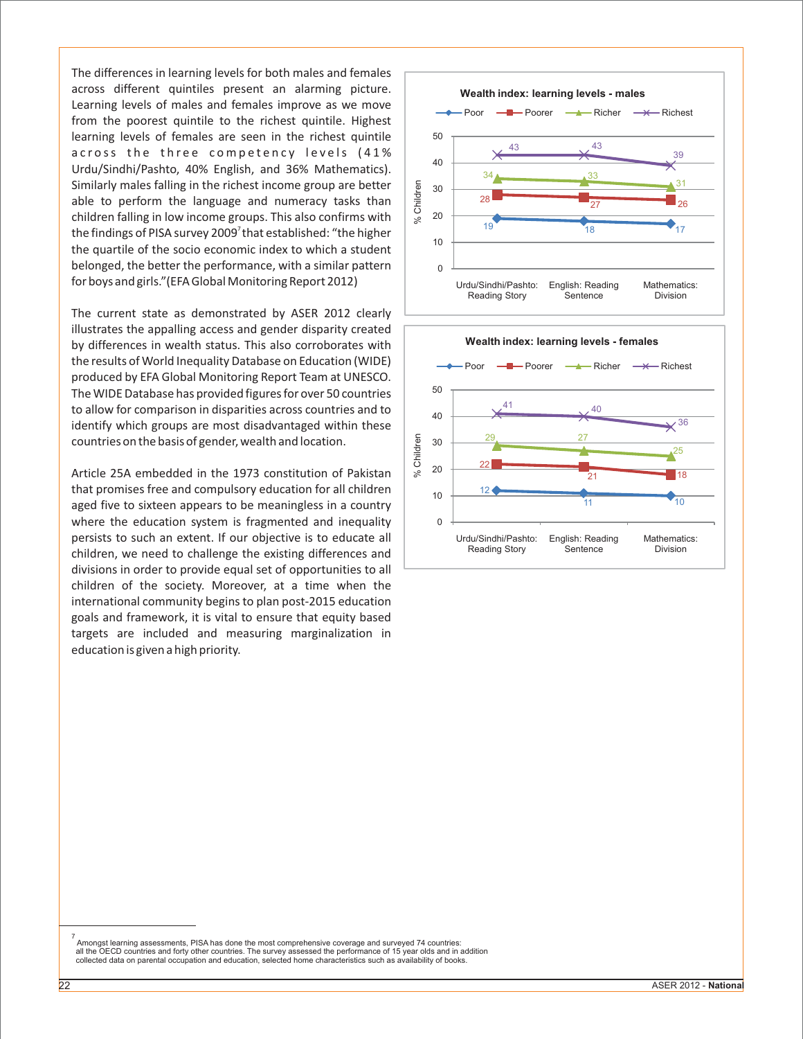The differences in learning levels for both males and females across different quintiles present an alarming picture. Learning levels of males and females improve as we move from the poorest quintile to the richest quintile. Highest learning levels of females are seen in the richest quintile across the three competency levels (41% Urdu/Sindhi/Pashto, 40% English, and 36% Mathematics). Similarly males falling in the richest income group are better able to perform the language and numeracy tasks than children falling in low income groups. This also confirms with the findings of PISA survey 2009[7] that established: "the higher the quartile of the socio economic index to which a student belonged, the better the performance, with a similar pattern for boys and girls."(EFA Global Monitoring Report 2012)

The current state as demonstrated by ASER 2012 clearly illustrates the appalling access and gender disparity created by differences in wealth status. This also corroborates with the results of World Inequality Database on Education (WIDE) produced by EFA Global Monitoring Report Team at UNESCO. The WIDE Database has provided figures for over 50 countries to allow for comparison in disparities across countries and to identify which groups are most disadvantaged within these countries on the basis of gender, wealth and location.

Article 25A embedded in the 1973 constitution of Pakistan that promises free and compulsory education for all children aged five to sixteen appears to be meaningless in a country where the education system is fragmented and inequality persists to such an extent. If our objective is to educate all children, we need to challenge the existing differences and divisions in order to provide equal set of opportunities to all children of the society. Moreover, at a time when the international community begins to plan post-2015 education goals and framework, it is vital to ensure that equity based targets are included and measuring marginalization in education is given a high priority.

**Wealth index: learning levels - males**

Poor, Poorer, Richer, Richest

% Children

0, 10, 20, 30, 40, 50

Urdu/Sindhi/Pashto: Reading Story — 19, 28, 34, 43

English: Reading Sentence — 18, 27, 33, 43

Mathematics: Division — 17, 26, 31, 39

**Wealth index: learning levels - females**

Poor, Poorer, Richer, Richest

% Children

0, 10, 20, 30, 40, 50

Urdu/Sindhi/Pashto: Reading Story — 12, 22, 29, 41

English: Reading Sentence — 11, 21, 27, 40

Mathematics: Division — 10, 18, 25, 36

---

[7] Amongst learning assessments, PISA has done the most comprehensive coverage and surveyed 74 countries: all the OECD countries and forty other countries. The survey assessed the performance of 15 year olds and in addition collected data on parental occupation and education, selected home characteristics such as availability of books.